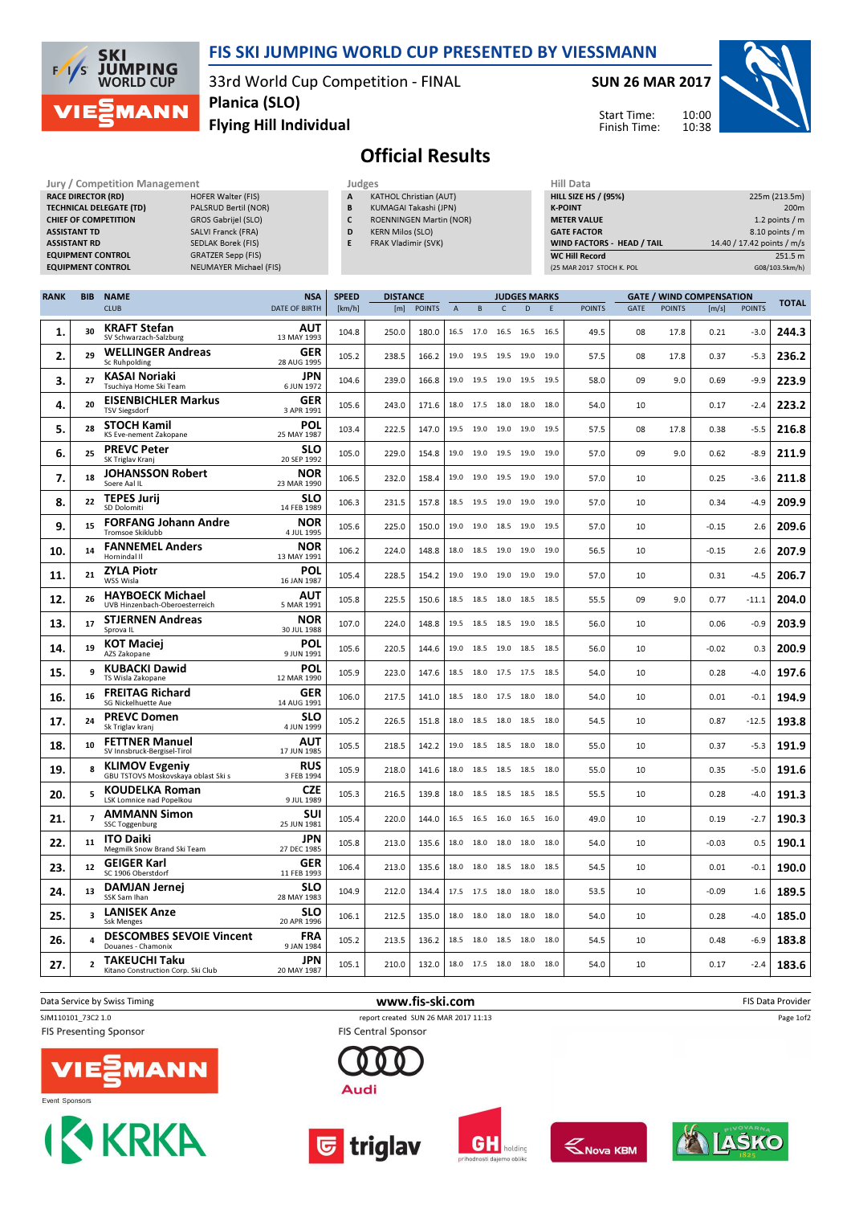# FIS SKI JUMPING WORLD CUP PRESENTED BY VIESSMANN

33rd World Cup Competition - FINAL
**Planica (SLO)**
**Flying Hill Individual**

**SUN 26 MAR 2017**

Start Time: 10:00
Finish Time: 10:38

## Official Results

| Jury / Competition Management | |
|---|---|
| RACE DIRECTOR (RD) | HOFER Walter (FIS) |
| TECHNICAL DELEGATE (TD) | PALSRUD Bertil (NOR) |
| CHIEF OF COMPETITION | GROS Gabrijel (SLO) |
| ASSISTANT TD | SALVI Franck (FRA) |
| ASSISTANT RD | SEDLAK Borek (FIS) |
| EQUIPMENT CONTROL | GRATZER Sepp (FIS) |
| EQUIPMENT CONTROL | NEUMAYER Michael (FIS) |

| Judges | |
|---|---|
| A | KATHOL Christian (AUT) |
| B | KUMAGAI Takashi (JPN) |
| C | ROENNINGEN Martin (NOR) |
| D | KERN Milos (SLO) |
| E | FRAK Vladimir (SVK) |

| Hill Data | |
|---|---|
| HILL SIZE HS / (95%) | 225m (213.5m) |
| K-POINT | 200m |
| METER VALUE | 1.2 points / m |
| GATE FACTOR | 8.10 points / m |
| WIND FACTORS - HEAD / TAIL | 14.40 / 17.42 points / m/s |
| WC Hill Record | 251.5 m |
| (25 MAR 2017 STOCH K. POL | G08/103.5km/h) |

| RANK | BIB | NAME / CLUB | NSA / DATE OF BIRTH | SPEED [km/h] | DISTANCE [m] | DISTANCE POINTS | A | B | C | D | E | JUDGES POINTS | GATE | GATE POINTS | WIND [m/s] | WIND POINTS | TOTAL |
|---|---|---|---|---|---|---|---|---|---|---|---|---|---|---|---|---|---|
| 1. | 30 | KRAFT Stefan / SV Schwarzach-Salzburg | AUT / 13 MAY 1993 | 104.8 | 250.0 | 180.0 | 16.5 | 17.0 | 16.5 | 16.5 | 16.5 | 49.5 | 08 | 17.8 | 0.21 | -3.0 | 244.3 |
| 2. | 29 | WELLINGER Andreas / Sc Ruhpolding | GER / 28 AUG 1995 | 105.2 | 238.5 | 166.2 | 19.0 | 19.5 | 19.5 | 19.0 | 19.0 | 57.5 | 08 | 17.8 | 0.37 | -5.3 | 236.2 |
| 3. | 27 | KASAI Noriaki / Tsuchiya Home Ski Team | JPN / 6 JUN 1972 | 104.6 | 239.0 | 166.8 | 19.0 | 19.5 | 19.0 | 19.5 | 19.5 | 58.0 | 09 | 9.0 | 0.69 | -9.9 | 223.9 |
| 4. | 20 | EISENBICHLER Markus / TSV Siegsdorf | GER / 3 APR 1991 | 105.6 | 243.0 | 171.6 | 18.0 | 17.5 | 18.0 | 18.0 | 18.0 | 54.0 | 10 | | 0.17 | -2.4 | 223.2 |
| 5. | 28 | STOCH Kamil / KS Eve-nement Zakopane | POL / 25 MAY 1987 | 103.4 | 222.5 | 147.0 | 19.5 | 19.0 | 19.0 | 19.0 | 19.5 | 57.5 | 08 | 17.8 | 0.38 | -5.5 | 216.8 |
| 6. | 25 | PREVC Peter / SK Triglav Kranj | SLO / 20 SEP 1992 | 105.0 | 229.0 | 154.8 | 19.0 | 19.0 | 19.5 | 19.0 | 19.0 | 57.0 | 09 | 9.0 | 0.62 | -8.9 | 211.9 |
| 7. | 18 | JOHANSSON Robert / Soere Aal IL | NOR / 23 MAR 1990 | 106.5 | 232.0 | 158.4 | 19.0 | 19.0 | 19.5 | 19.0 | 19.0 | 57.0 | 10 | | 0.25 | -3.6 | 211.8 |
| 8. | 22 | TEPES Jurij / SD Dolomiti | SLO / 14 FEB 1989 | 106.3 | 231.5 | 157.8 | 18.5 | 19.5 | 19.0 | 19.0 | 19.0 | 57.0 | 10 | | 0.34 | -4.9 | 209.9 |
| 9. | 15 | FORFANG Johann Andre / Tromsoe Skiklubb | NOR / 4 JUL 1995 | 105.6 | 225.0 | 150.0 | 19.0 | 19.0 | 18.5 | 19.0 | 19.5 | 57.0 | 10 | | -0.15 | 2.6 | 209.6 |
| 10. | 14 | FANNEMEL Anders / Hornindal Il | NOR / 13 MAY 1991 | 106.2 | 224.0 | 148.8 | 18.0 | 18.5 | 19.0 | 19.0 | 19.0 | 56.5 | 10 | | -0.15 | 2.6 | 207.9 |
| 11. | 21 | ZYLA Piotr / WSS Wisla | POL / 16 JAN 1987 | 105.4 | 228.5 | 154.2 | 19.0 | 19.0 | 19.0 | 19.0 | 19.0 | 57.0 | 10 | | 0.31 | -4.5 | 206.7 |
| 12. | 26 | HAYBOECK Michael / UVB Hinzenbach-Oberoesterreich | AUT / 5 MAR 1991 | 105.8 | 225.5 | 150.6 | 18.5 | 18.5 | 18.0 | 18.5 | 18.5 | 55.5 | 09 | 9.0 | 0.77 | -11.1 | 204.0 |
| 13. | 17 | STJERNEN Andreas / Sprova IL | NOR / 30 JUL 1988 | 107.0 | 224.0 | 148.8 | 19.5 | 18.5 | 18.5 | 19.0 | 18.5 | 56.0 | 10 | | 0.06 | -0.9 | 203.9 |
| 14. | 19 | KOT Maciej / AZS Zakopane | POL / 9 JUN 1991 | 105.6 | 220.5 | 144.6 | 19.0 | 18.5 | 19.0 | 18.5 | 18.5 | 56.0 | 10 | | -0.02 | 0.3 | 200.9 |
| 15. | 9 | KUBACKI Dawid / TS Wisla Zakopane | POL / 12 MAR 1990 | 105.9 | 223.0 | 147.6 | 18.5 | 18.0 | 17.5 | 17.5 | 18.5 | 54.0 | 10 | | 0.28 | -4.0 | 197.6 |
| 16. | 16 | FREITAG Richard / SG Nickelhuette Aue | GER / 14 AUG 1991 | 106.0 | 217.5 | 141.0 | 18.5 | 18.0 | 17.5 | 18.0 | 18.0 | 54.0 | 10 | | 0.01 | -0.1 | 194.9 |
| 17. | 24 | PREVC Domen / Sk Triglav kranj | SLO / 4 JUN 1999 | 105.2 | 226.5 | 151.8 | 18.0 | 18.5 | 18.0 | 18.5 | 18.0 | 54.5 | 10 | | 0.87 | -12.5 | 193.8 |
| 18. | 10 | FETTNER Manuel / SV Innsbruck-Bergisel-Tirol | AUT / 17 JUN 1985 | 105.5 | 218.5 | 142.2 | 19.0 | 18.5 | 18.5 | 18.0 | 18.0 | 55.0 | 10 | | 0.37 | -5.3 | 191.9 |
| 19. | 8 | KLIMOV Evgeniy / GBU TSTOVS Moskovskaya oblast Ski s | RUS / 3 FEB 1994 | 105.9 | 218.0 | 141.6 | 18.0 | 18.5 | 18.5 | 18.5 | 18.0 | 55.0 | 10 | | 0.35 | -5.0 | 191.6 |
| 20. | 5 | KOUDELKA Roman / LSK Lomnice nad Popelkou | CZE / 9 JUL 1989 | 105.3 | 216.5 | 139.8 | 18.0 | 18.5 | 18.5 | 18.5 | 18.5 | 55.5 | 10 | | 0.28 | -4.0 | 191.3 |
| 21. | 7 | AMMANN Simon / SSC Toggenburg | SUI / 25 JUN 1981 | 105.4 | 220.0 | 144.0 | 16.5 | 16.5 | 16.0 | 16.5 | 16.0 | 49.0 | 10 | | 0.19 | -2.7 | 190.3 |
| 22. | 11 | ITO Daiki / Megmilk Snow Brand Ski Team | JPN / 27 DEC 1985 | 105.8 | 213.0 | 135.6 | 18.0 | 18.0 | 18.0 | 18.0 | 18.0 | 54.0 | 10 | | -0.03 | 0.5 | 190.1 |
| 23. | 12 | GEIGER Karl / SC 1906 Oberstdorf | GER / 11 FEB 1993 | 106.4 | 213.0 | 135.6 | 18.0 | 18.0 | 18.5 | 18.0 | 18.5 | 54.5 | 10 | | 0.01 | -0.1 | 190.0 |
| 24. | 13 | DAMJAN Jernej / SSK Sam Ihan | SLO / 28 MAY 1983 | 104.9 | 212.0 | 134.4 | 17.5 | 17.5 | 18.0 | 18.0 | 18.0 | 53.5 | 10 | | -0.09 | 1.6 | 189.5 |
| 25. | 3 | LANISEK Anze / Ssk Menges | SLO / 20 APR 1996 | 106.1 | 212.5 | 135.0 | 18.0 | 18.0 | 18.0 | 18.0 | 18.0 | 54.0 | 10 | | 0.28 | -4.0 | 185.0 |
| 26. | 4 | DESCOMBES SEVOIE Vincent / Douanes - Chamonix | FRA / 9 JAN 1984 | 105.2 | 213.5 | 136.2 | 18.5 | 18.0 | 18.5 | 18.0 | 18.0 | 54.5 | 10 | | 0.48 | -6.9 | 183.8 |
| 27. | 2 | TAKEUCHI Taku / Kitano Construction Corp. Ski Club | JPN / 20 MAY 1987 | 105.1 | 210.0 | 132.0 | 18.0 | 17.5 | 18.0 | 18.0 | 18.0 | 54.0 | 10 | | 0.17 | -2.4 | 183.6 |

Data Service by Swiss Timing — www.fis-ski.com — FIS Data Provider

SJM110101_73C2 1.0 — report created SUN 26 MAR 2017 11:13

FIS Presenting Sponsor: VIESSMANN — FIS Central Sponsor: Audi

Event Sponsors: KRKA, triglav, GH holding, Nova KBM, Laško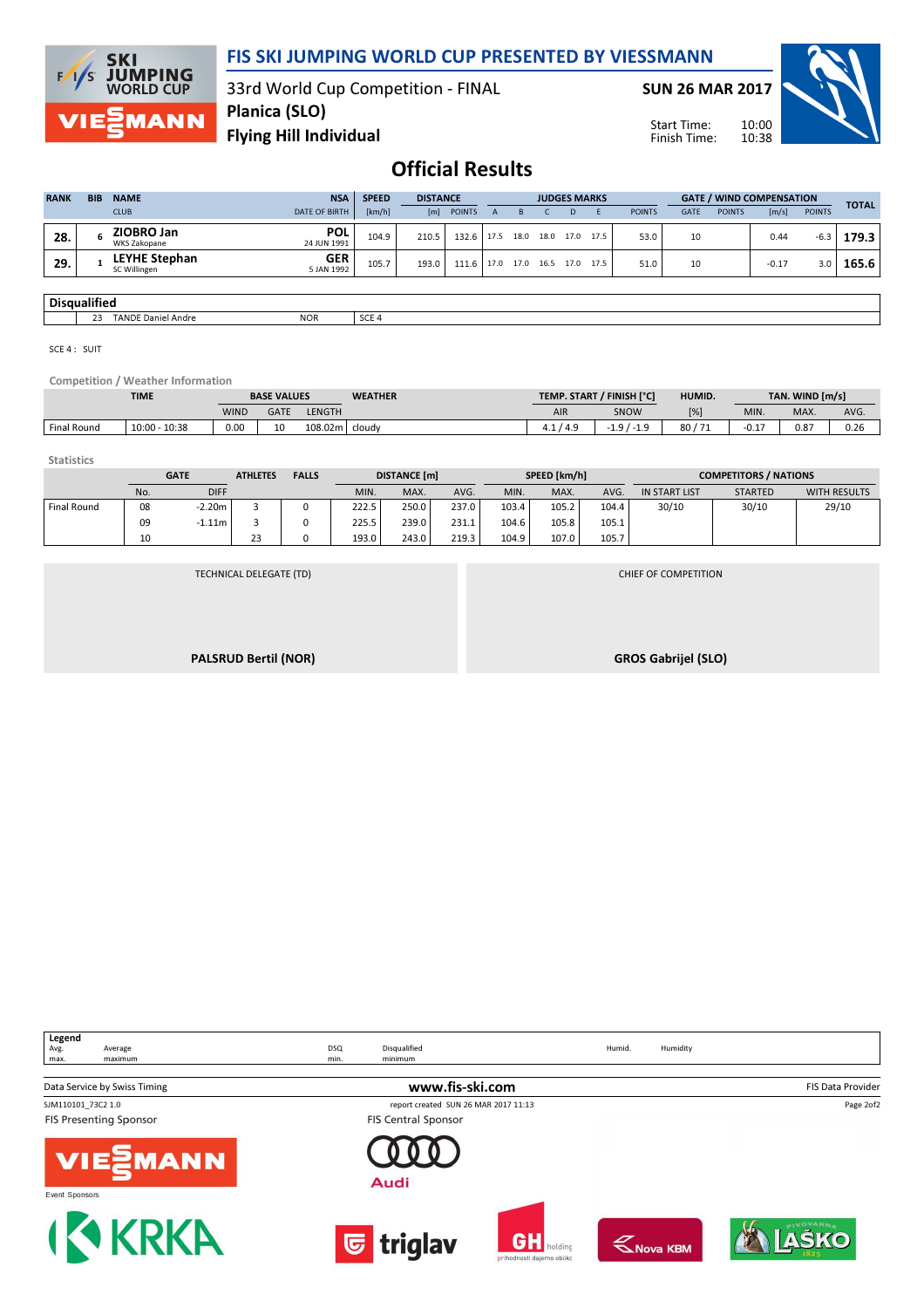# FIS SKI JUMPING WORLD CUP PRESENTED BY VIESSMANN

33rd World Cup Competition - FINAL
Planica (SLO)
Flying Hill Individual

SUN 26 MAR 2017

Start Time: 10:00
Finish Time: 10:38

## Official Results

| RANK | BIB | NAME / CLUB | NSA / DATE OF BIRTH | SPEED [km/h] | DISTANCE [m] | DISTANCE POINTS | A | B | C | D | E | JUDGES POINTS | GATE | GATE POINTS | WIND [m/s] | WIND POINTS | TOTAL |
|---|---|---|---|---|---|---|---|---|---|---|---|---|---|---|---|---|---|
| 28. | 6 | **ZIOBRO Jan** WKS Zakopane | POL 24 JUN 1991 | 104.9 | 210.5 | 132.6 | 17.5 | 18.0 | 18.0 | 17.0 | 17.5 | 53.0 | 10 | | 0.44 | -6.3 | 179.3 |
| 29. | 1 | **LEYHE Stephan** SC Willingen | GER 5 JAN 1992 | 105.7 | 193.0 | 111.6 | 17.0 | 17.0 | 16.5 | 17.0 | 17.5 | 51.0 | 10 | | -0.17 | 3.0 | 165.6 |

**Disqualified**

| BIB | NAME | NSA | REASON |
|---|---|---|---|
| 23 | TANDE Daniel Andre | NOR | SCE 4 |

SCE 4 : SUIT

Competition / Weather Information

| | TIME | BASE VALUES WIND | GATE | LENGTH | WEATHER | TEMP. START / FINISH [°C] AIR | SNOW | HUMID. [%] | TAN. WIND [m/s] MIN. | MAX. | AVG. |
|---|---|---|---|---|---|---|---|---|---|---|---|
| Final Round | 10:00 - 10:38 | 0.00 | 10 | 108.02m | cloudy | 4.1 / 4.9 | -1.9 / -1.9 | 80 / 71 | -0.17 | 0.87 | 0.26 |

Statistics

| | GATE No. | DIFF | ATHLETES | FALLS | DISTANCE [m] MIN. | MAX. | AVG. | SPEED [km/h] MIN. | MAX. | AVG. | COMPETITORS / NATIONS IN START LIST | STARTED | WITH RESULTS |
|---|---|---|---|---|---|---|---|---|---|---|---|---|---|
| Final Round | 08 | -2.20m | 3 | 0 | 222.5 | 250.0 | 237.0 | 103.4 | 105.2 | 104.4 | 30/10 | 30/10 | 29/10 |
| | 09 | -1.11m | 3 | 0 | 225.5 | 239.0 | 231.1 | 104.6 | 105.8 | 105.1 | | | |
| | 10 | | 23 | 0 | 193.0 | 243.0 | 219.3 | 104.9 | 107.0 | 105.7 | | | |

TECHNICAL DELEGATE (TD): **PALSRUD Bertil (NOR)**

CHIEF OF COMPETITION: **GROS Gabrijel (SLO)**

Legend
Avg. Average
max. maximum
DSQ Disqualified
min. minimum
Humid. Humidity

Data Service by Swiss Timing
www.fis-ski.com
FIS Data Provider
SJM110101_73C2 1.0
report created SUN 26 MAR 2017 11:13

FIS Presenting Sponsor
FIS Central Sponsor
Event Sponsors